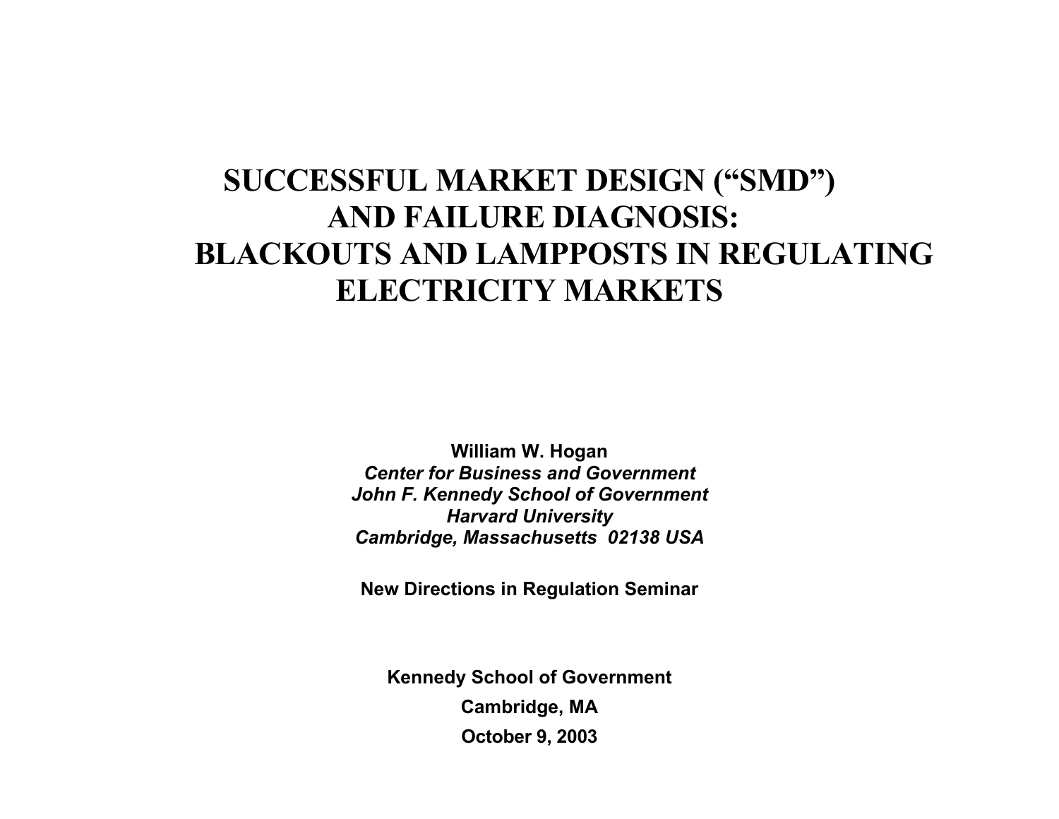# SUCCESSFUL MARKET DESIGN ("SMD") AND FAILURE DIAGNOSIS: BLACKOUTS AND LAMPPOSTS IN REGULATING ELECTRICITY MARKETS

**William W. Hogan**
***Center for Business and Government***
***John F. Kennedy School of Government***
***Harvard University***
***Cambridge, Massachusetts 02138 USA***

**New Directions in Regulation Seminar**

**Kennedy School of Government**

**Cambridge, MA**

**October 9, 2003**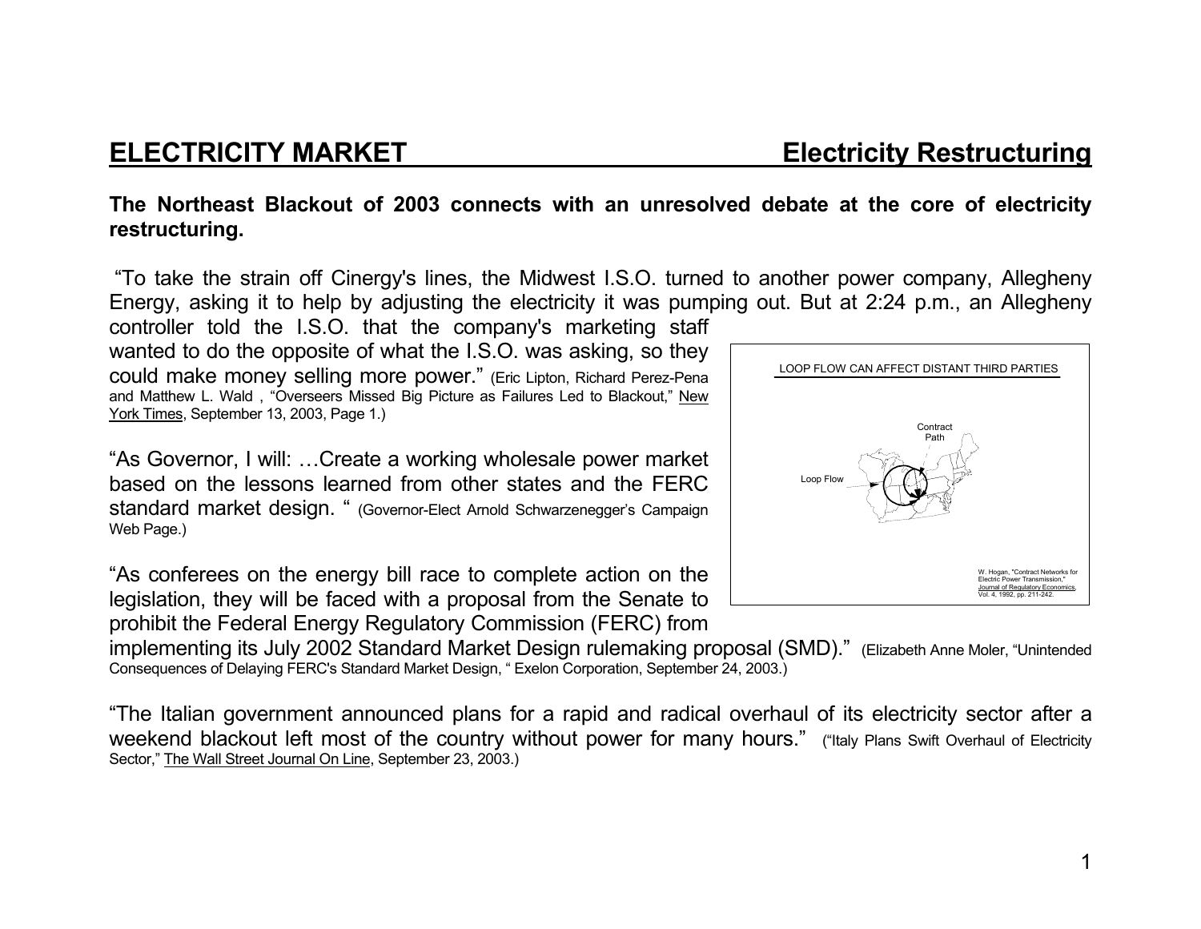## ELECTRICITY MARKET — Electricity Restructuring

**The Northeast Blackout of 2003 connects with an unresolved debate at the core of electricity restructuring.**

"To take the strain off Cinergy's lines, the Midwest I.S.O. turned to another power company, Allegheny Energy, asking it to help by adjusting the electricity it was pumping out. But at 2:24 p.m., an Allegheny controller told the I.S.O. that the company's marketing staff wanted to do the opposite of what the I.S.O. was asking, so they could make money selling more power." (Eric Lipton, Richard Perez-Pena and Matthew L. Wald , "Overseers Missed Big Picture as Failures Led to Blackout," New York Times, September 13, 2003, Page 1.)

"As Governor, I will: …Create a working wholesale power market based on the lessons learned from other states and the FERC standard market design. " (Governor-Elect Arnold Schwarzenegger's Campaign Web Page.)

"As conferees on the energy bill race to complete action on the legislation, they will be faced with a proposal from the Senate to prohibit the Federal Energy Regulatory Commission (FERC) from implementing its July 2002 Standard Market Design rulemaking proposal (SMD)." (Elizabeth Anne Moler, "Unintended Consequences of Delaying FERC's Standard Market Design, " Exelon Corporation, September 24, 2003.)

"The Italian government announced plans for a rapid and radical overhaul of its electricity sector after a weekend blackout left most of the country without power for many hours." ("Italy Plans Swift Overhaul of Electricity Sector," The Wall Street Journal On Line, September 23, 2003.)

LOOP FLOW CAN AFFECT DISTANT THIRD PARTIES

Contract Path

Loop Flow

W. Hogan, "Contract Networks for Electric Power Transmission," Journal of Regulatory Economics, Vol. 4, 1992, pp. 211-242.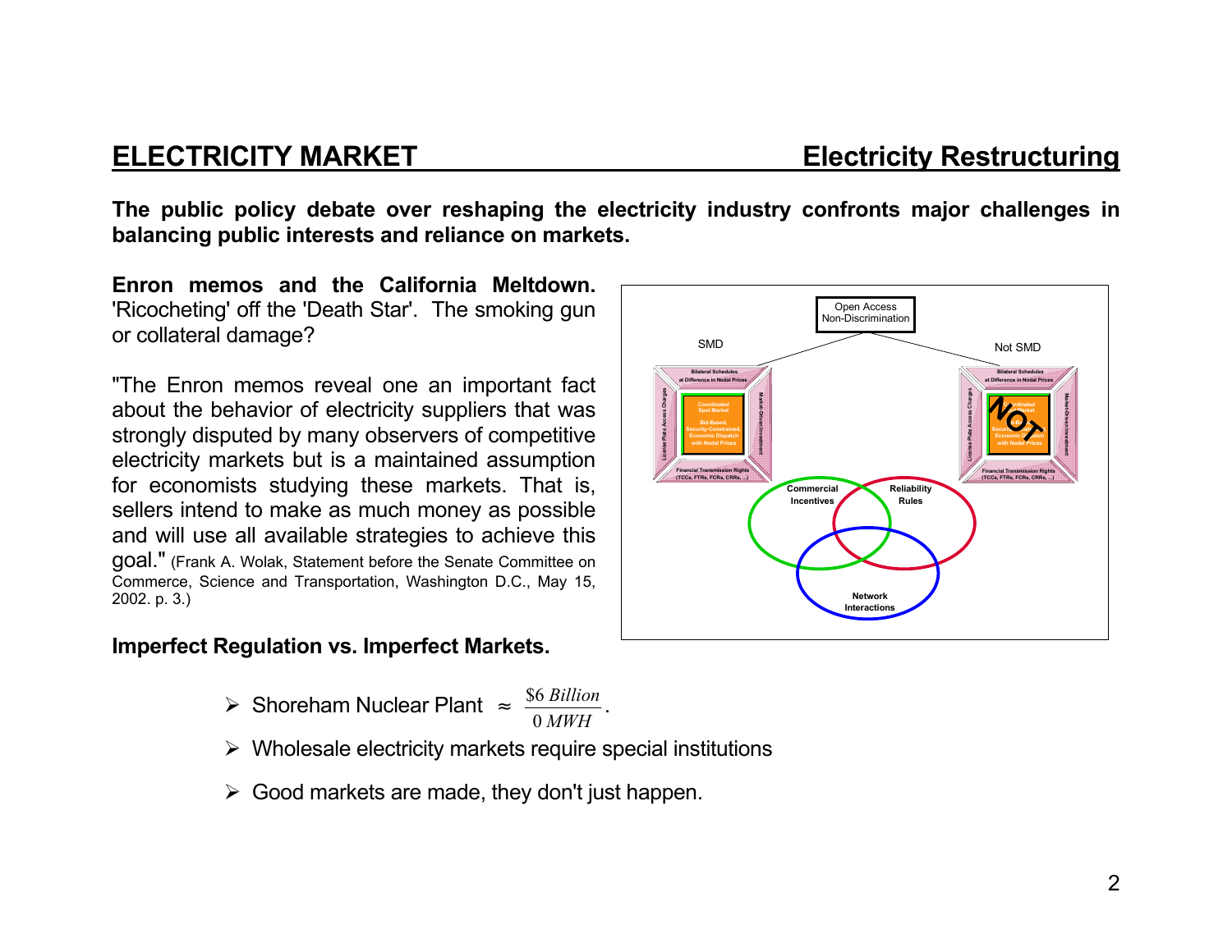## ELECTRICITY MARKET — Electricity Restructuring

**The public policy debate over reshaping the electricity industry confronts major challenges in balancing public interests and reliance on markets.**

**Enron memos and the California Meltdown.** 'Ricocheting' off the 'Death Star'. The smoking gun or collateral damage?

"The Enron memos reveal one an important fact about the behavior of electricity suppliers that was strongly disputed by many observers of competitive electricity markets but is a maintained assumption for economists studying these markets. That is, sellers intend to make as much money as possible and will use all available strategies to achieve this goal." (Frank A. Wolak, Statement before the Senate Committee on Commerce, Science and Transportation, Washington D.C., May 15, 2002. p. 3.)

**Imperfect Regulation vs. Imperfect Markets.**

- Shoreham Nuclear Plant $\approx \frac{\$6\ Billion}{0\ MWH}$.
- Wholesale electricity markets require special institutions
- Good markets are made, they don't just happen.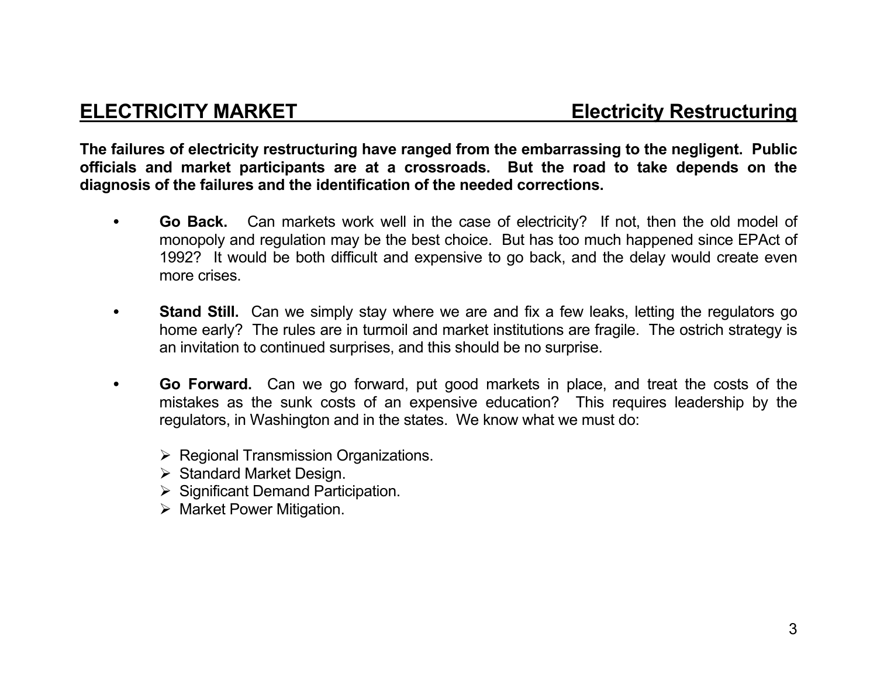## ELECTRICITY MARKET — Electricity Restructuring

**The failures of electricity restructuring have ranged from the embarrassing to the negligent. Public officials and market participants are at a crossroads. But the road to take depends on the diagnosis of the failures and the identification of the needed corrections.**

- **Go Back.** Can markets work well in the case of electricity? If not, then the old model of monopoly and regulation may be the best choice. But has too much happened since EPAct of 1992? It would be both difficult and expensive to go back, and the delay would create even more crises.

- **Stand Still.** Can we simply stay where we are and fix a few leaks, letting the regulators go home early? The rules are in turmoil and market institutions are fragile. The ostrich strategy is an invitation to continued surprises, and this should be no surprise.

- **Go Forward.** Can we go forward, put good markets in place, and treat the costs of the mistakes as the sunk costs of an expensive education? This requires leadership by the regulators, in Washington and in the states. We know what we must do:

  - Regional Transmission Organizations.
  - Standard Market Design.
  - Significant Demand Participation.
  - Market Power Mitigation.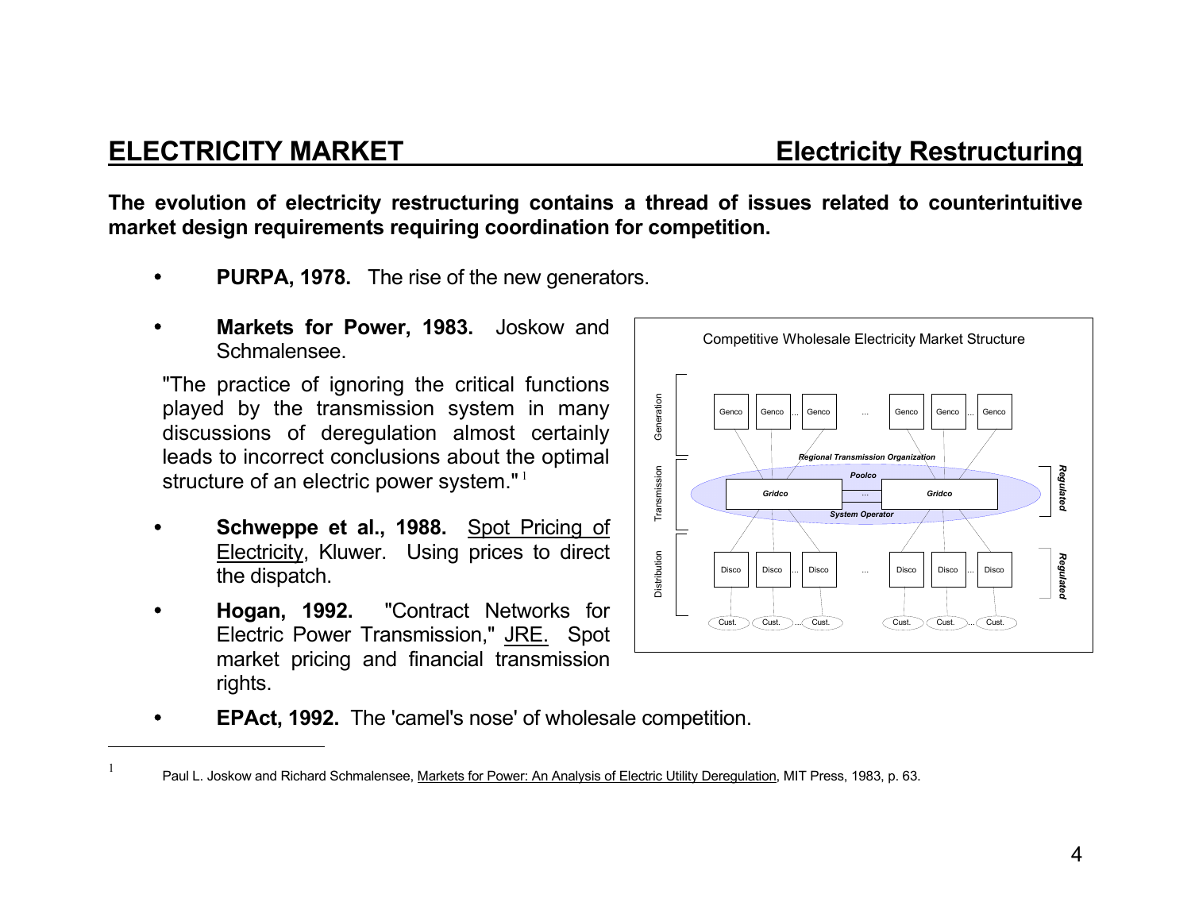## ELECTRICITY MARKET — Electricity Restructuring

**The evolution of electricity restructuring contains a thread of issues related to counterintuitive market design requirements requiring coordination for competition.**

- **PURPA, 1978.** The rise of the new generators.

- **Markets for Power, 1983.** Joskow and Schmalensee.

  "The practice of ignoring the critical functions played by the transmission system in many discussions of deregulation almost certainly leads to incorrect conclusions about the optimal structure of an electric power system."[1]

- **Schweppe et al., 1988.** Spot Pricing of Electricity, Kluwer. Using prices to direct the dispatch.

- **Hogan, 1992.** "Contract Networks for Electric Power Transmission," JRE. Spot market pricing and financial transmission rights.

- **EPAct, 1992.** The 'camel's nose' of wholesale competition.

Competitive Wholesale Electricity Market Structure

---

[1] Paul L. Joskow and Richard Schmalensee, Markets for Power: An Analysis of Electric Utility Deregulation, MIT Press, 1983, p. 63.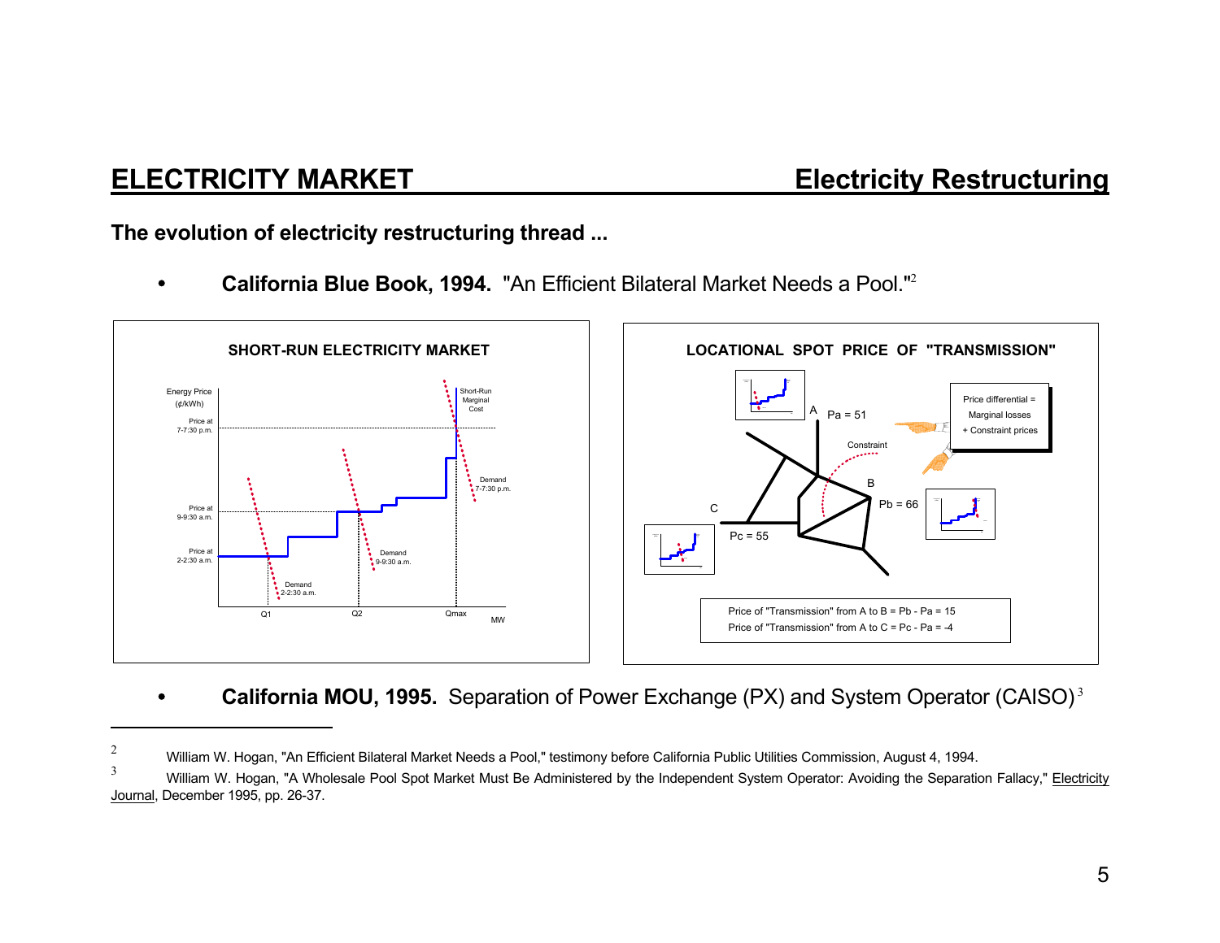## The evolution of electricity restructuring thread ...

- **California Blue Book, 1994.** "An Efficient Bilateral Market Needs a Pool."[2]

**SHORT-RUN ELECTRICITY MARKET**

Energy Price (¢/kWh)

Price at 7-7:30 p.m.

Price at 9-9:30 a.m.

Price at 2-2:30 a.m.

Short-Run Marginal Cost

Demand 7-7:30 p.m.

Demand 9-9:30 a.m.

Demand 2-2:30 a.m.

Q1 Q2 Qmax MW

**LOCATIONAL SPOT PRICE OF "TRANSMISSION"**

A Pa = 51

B Pb = 66

C Pc = 55

Constraint

Price differential = Marginal losses + Constraint prices

Price of "Transmission" from A to B = Pb - Pa = 15

Price of "Transmission" from A to C = Pc - Pa = -4

- **California MOU, 1995.** Separation of Power Exchange (PX) and System Operator (CAISO)[3]

---

[2] William W. Hogan, "An Efficient Bilateral Market Needs a Pool," testimony before California Public Utilities Commission, August 4, 1994.

[3] William W. Hogan, "A Wholesale Pool Spot Market Must Be Administered by the Independent System Operator: Avoiding the Separation Fallacy," Electricity Journal, December 1995, pp. 26-37.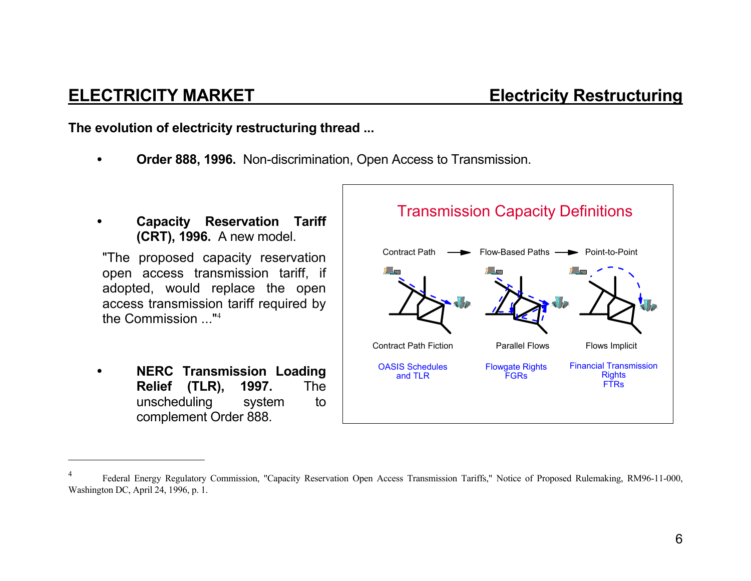## ELECTRICITY MARKET — Electricity Restructuring

**The evolution of electricity restructuring thread ...**

- **Order 888, 1996.** Non-discrimination, Open Access to Transmission.

- **Capacity Reservation Tariff (CRT), 1996.** A new model.

  "The proposed capacity reservation open access transmission tariff, if adopted, would replace the open access transmission tariff required by the Commission ..."[4]

- **NERC Transmission Loading Relief (TLR), 1997.** The unscheduling system to complement Order 888.

**Transmission Capacity Definitions**

Contract Path → Flow-Based Paths → Point-to-Point

| Contract Path | Flow-Based Paths | Point-to-Point |
|---|---|---|
| Contract Path Fiction | Parallel Flows | Flows Implicit |
| OASIS Schedules and TLR | Flowgate Rights FGRs | Financial Transmission Rights FTRs |

---

[4] Federal Energy Regulatory Commission, "Capacity Reservation Open Access Transmission Tariffs," Notice of Proposed Rulemaking, RM96-11-000, Washington DC, April 24, 1996, p. 1.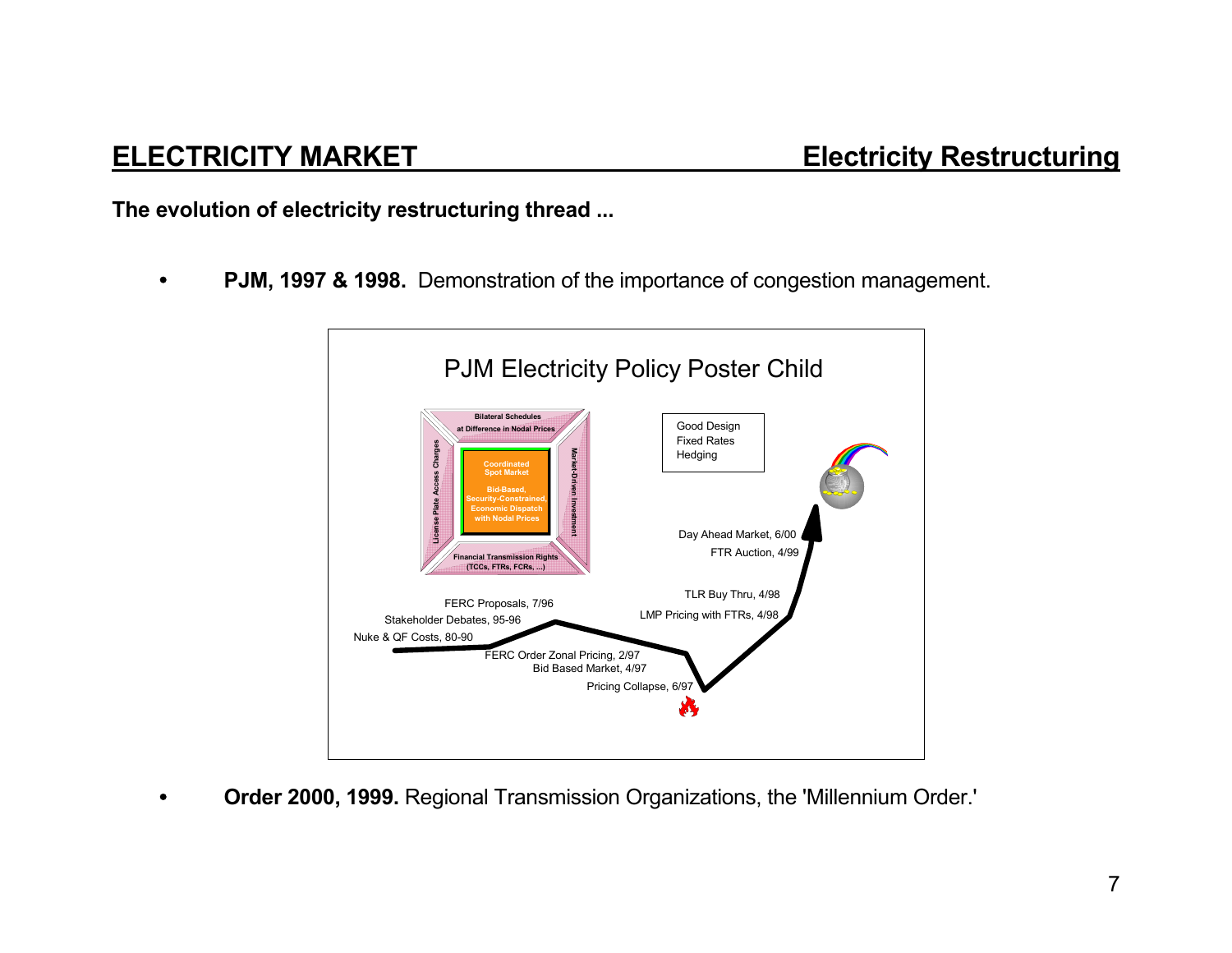## ELECTRICITY MARKET — Electricity Restructuring

**The evolution of electricity restructuring thread ...**

- **PJM, 1997 & 1998.** Demonstration of the importance of congestion management.

PJM Electricity Policy Poster Child

Bilateral Schedules at Difference in Nodal Prices

License Plate Access Charges

Coordinated Spot Market

Bid-Based, Security-Constrained, Economic Dispatch with Nodal Prices

Market-Driven Investment

Financial Transmission Rights (TCCs, FTRs, FCRs, ...)

Good Design
Fixed Rates
Hedging

Day Ahead Market, 6/00

FTR Auction, 4/99

TLR Buy Thru, 4/98

LMP Pricing with FTRs, 4/98

FERC Proposals, 7/96

Stakeholder Debates, 95-96

Nuke & QF Costs, 80-90

FERC Order Zonal Pricing, 2/97

Bid Based Market, 4/97

Pricing Collapse, 6/97

- **Order 2000, 1999.** Regional Transmission Organizations, the 'Millennium Order.'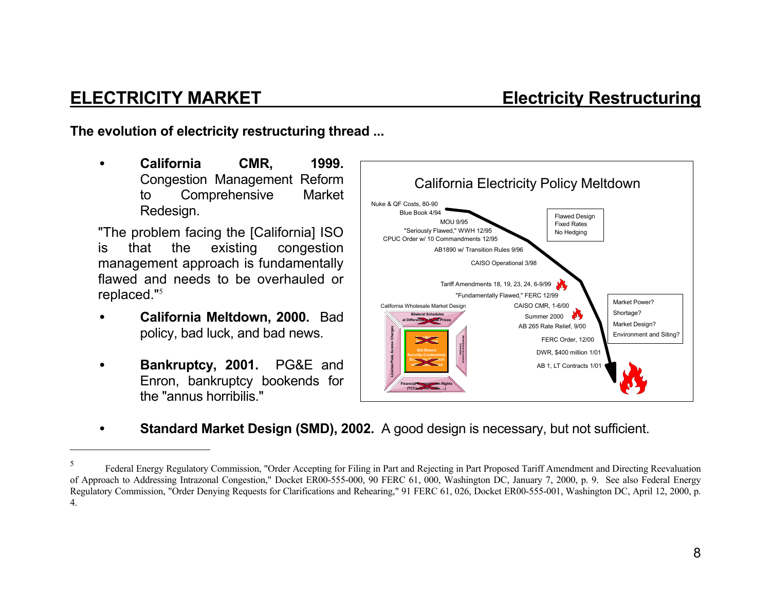## ELECTRICITY MARKET — Electricity Restructuring

**The evolution of electricity restructuring thread ...**

- **California CMR, 1999.** Congestion Management Reform to Comprehensive Market Redesign.

"The problem facing the [California] ISO is that the existing congestion management approach is fundamentally flawed and needs to be overhauled or replaced."[5]

- **California Meltdown, 2000.** Bad policy, bad luck, and bad news.

- **Bankruptcy, 2001.** PG&E and Enron, bankruptcy bookends for the "annus horribilis."

California Electricity Policy Meltdown

- Nuke & QF Costs, 80-90
- Blue Book 4/94
- MOU 9/95
- "Seriously Flawed," WWH 12/95
- CPUC Order w/ 10 Commandments 12/95
- AB1890 w/ Transition Rules 9/96
- CAISO Operational 3/98
- Tariff Amendments 18, 19, 23, 24, 6-9/99
- "Fundamentally Flawed," FERC 12/99
- CAISO CMR, 1-6/00
- Summer 2000
- AB 265 Rate Relief, 9/00
- FERC Order, 12/00
- DWR, $400 million 1/01
- AB 1, LT Contracts 1/01

Flawed Design
Fixed Rates
No Hedging

Market Power?
Shortage?
Market Design?
Environment and Siting?

California Wholesale Market Design

- **Standard Market Design (SMD), 2002.** A good design is necessary, but not sufficient.

---

[5] Federal Energy Regulatory Commission, "Order Accepting for Filing in Part and Rejecting in Part Proposed Tariff Amendment and Directing Reevaluation of Approach to Addressing Intrazonal Congestion," Docket ER00-555-000, 90 FERC 61, 000, Washington DC, January 7, 2000, p. 9. See also Federal Energy Regulatory Commission, "Order Denying Requests for Clarifications and Rehearing," 91 FERC 61, 026, Docket ER00-555-001, Washington DC, April 12, 2000, p. 4.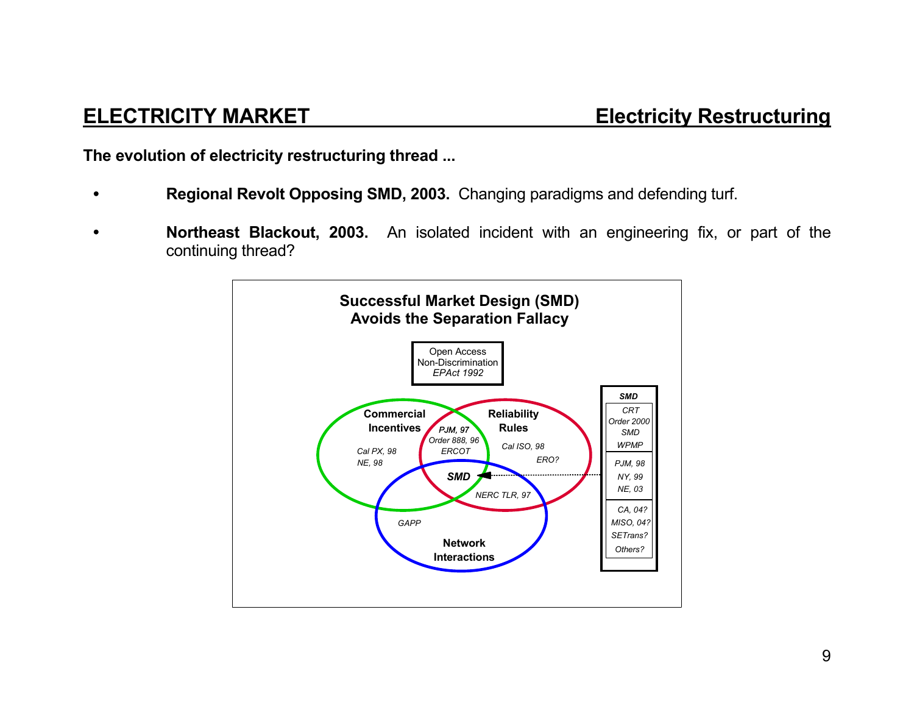## ELECTRICITY MARKET — Electricity Restructuring

**The evolution of electricity restructuring thread ...**

- **Regional Revolt Opposing SMD, 2003.** Changing paradigms and defending turf.

- **Northeast Blackout, 2003.** An isolated incident with an engineering fix, or part of the continuing thread?

**Successful Market Design (SMD) Avoids the Separation Fallacy**

Open Access
Non-Discrimination
*EPAct 1992*

**Commercial Incentives**

*Cal PX, 98*
*NE, 98*

*PJM, 97*
*Order 888, 96*
*ERCOT*

**Reliability Rules**

*Cal ISO, 98*
*ERO?*

***SMD***

*NERC TLR, 97*

*GAPP*

**Network Interactions**

| ***SMD*** |
| --- |
| *CRT* |
| *Order 2000* |
| *SMD* |
| *WPMP* |
| *PJM, 98* |
| *NY, 99* |
| *NE, 03* |
| *CA, 04?* |
| *MISO, 04?* |
| *SETrans?* |
| *Others?* |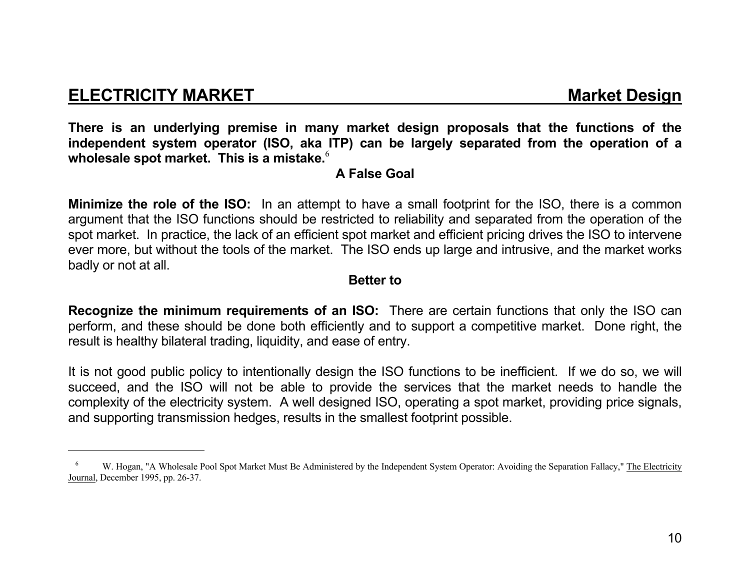## ELECTRICITY MARKET Market Design

**There is an underlying premise in many market design proposals that the functions of the independent system operator (ISO, aka ITP) can be largely separated from the operation of a wholesale spot market. This is a mistake.**[6]

**A False Goal**

**Minimize the role of the ISO:** In an attempt to have a small footprint for the ISO, there is a common argument that the ISO functions should be restricted to reliability and separated from the operation of the spot market. In practice, the lack of an efficient spot market and efficient pricing drives the ISO to intervene ever more, but without the tools of the market. The ISO ends up large and intrusive, and the market works badly or not at all.

**Better to**

**Recognize the minimum requirements of an ISO:** There are certain functions that only the ISO can perform, and these should be done both efficiently and to support a competitive market. Done right, the result is healthy bilateral trading, liquidity, and ease of entry.

It is not good public policy to intentionally design the ISO functions to be inefficient. If we do so, we will succeed, and the ISO will not be able to provide the services that the market needs to handle the complexity of the electricity system. A well designed ISO, operating a spot market, providing price signals, and supporting transmission hedges, results in the smallest footprint possible.

---

[6] W. Hogan, "A Wholesale Pool Spot Market Must Be Administered by the Independent System Operator: Avoiding the Separation Fallacy," The Electricity Journal, December 1995, pp. 26-37.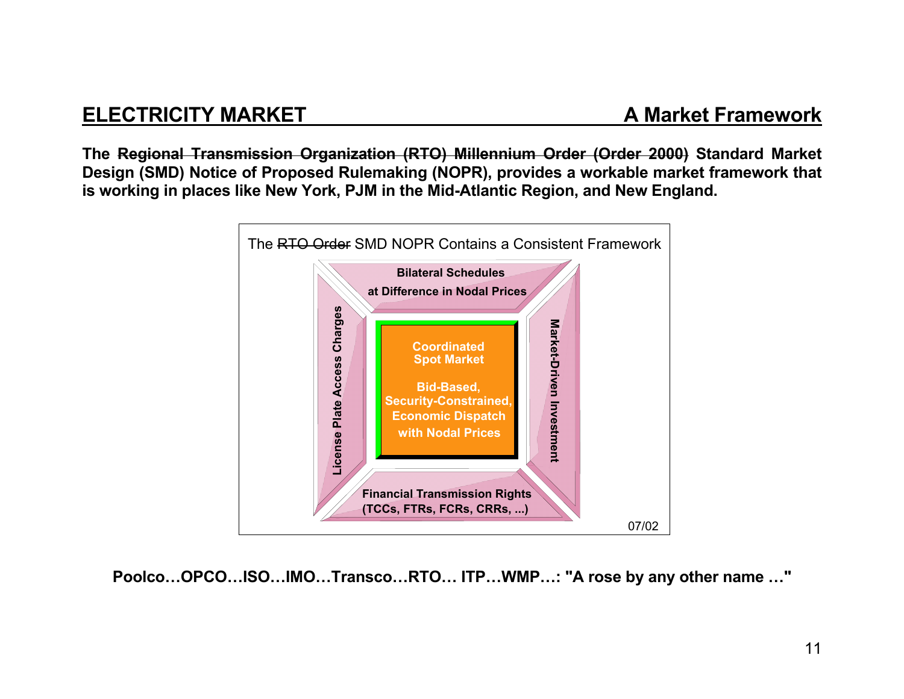## ELECTRICITY MARKET — A Market Framework

**The ~~Regional Transmission Organization (RTO) Millennium Order (Order 2000)~~ Standard Market Design (SMD) Notice of Proposed Rulemaking (NOPR), provides a workable market framework that is working in places like New York, PJM in the Mid-Atlantic Region, and New England.**

The ~~RTO Order~~ SMD NOPR Contains a Consistent Framework

**Bilateral Schedules at Difference in Nodal Prices**

**License Plate Access Charges**

**Coordinated Spot Market**

**Bid-Based, Security-Constrained, Economic Dispatch with Nodal Prices**

**Market-Driven Investment**

**Financial Transmission Rights (TCCs, FTRs, FCRs, CRRs, ...)**

07/02

**Poolco…OPCO…ISO…IMO…Transco…RTO… ITP…WMP…: "A rose by any other name …"**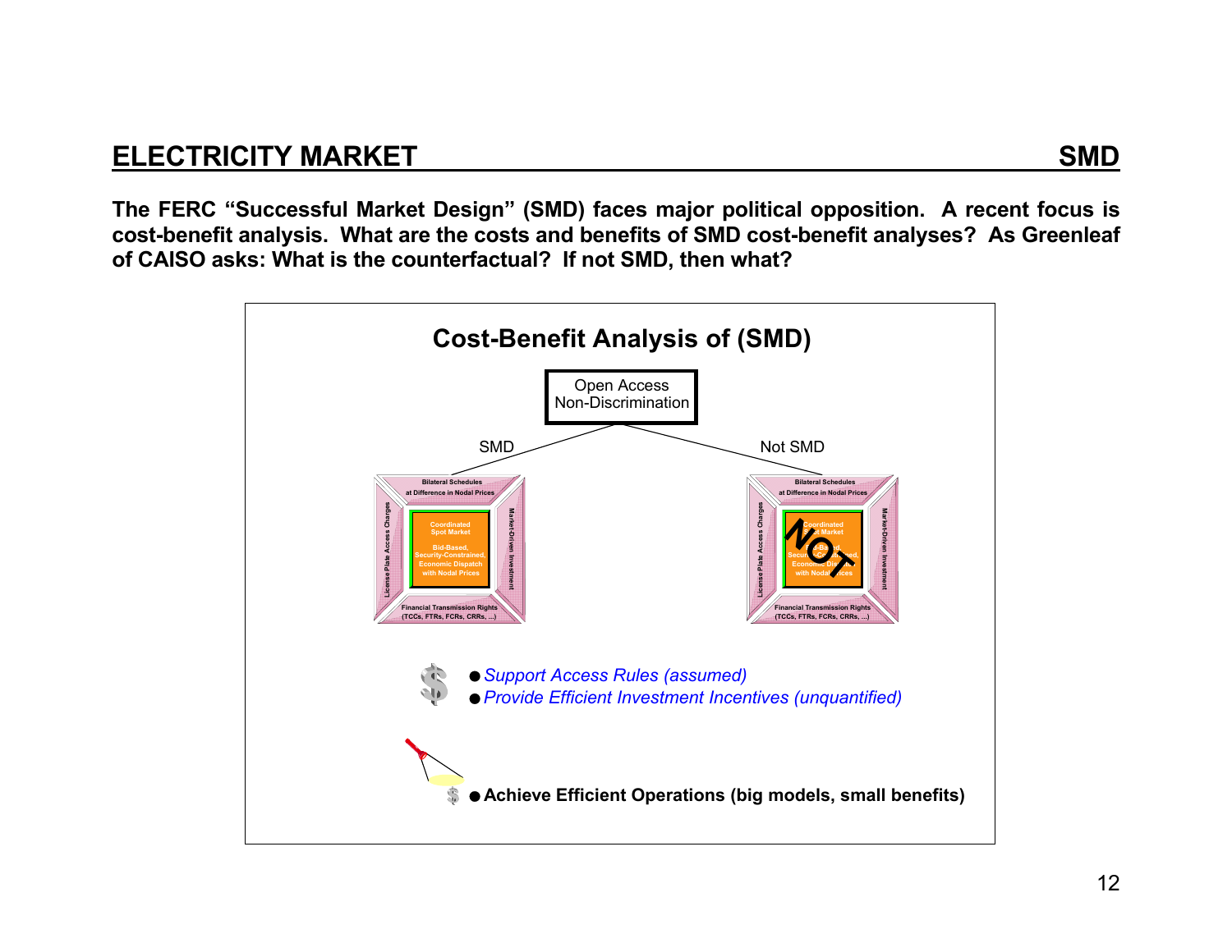## ELECTRICITY MARKET — SMD

**The FERC "Successful Market Design" (SMD) faces major political opposition. A recent focus is cost-benefit analysis. What are the costs and benefits of SMD cost-benefit analyses? As Greenleaf of CAISO asks: What is the counterfactual? If not SMD, then what?**

### Cost-Benefit Analysis of (SMD)

Open Access
Non-Discrimination

SMD | Not SMD

Bilateral Schedules at Difference in Nodal Prices

License Plate Access Charges

Coordinated Spot Market — Bid-Based, Security-Constrained, Economic Dispatch with Nodal Prices

Market-Driven Investment

Financial Transmission Rights (TCCs, FTRs, FCRs, CRRs, ...)

NOT

- *Support Access Rules (assumed)*
- *Provide Efficient Investment Incentives (unquantified)*

- **Achieve Efficient Operations (big models, small benefits)**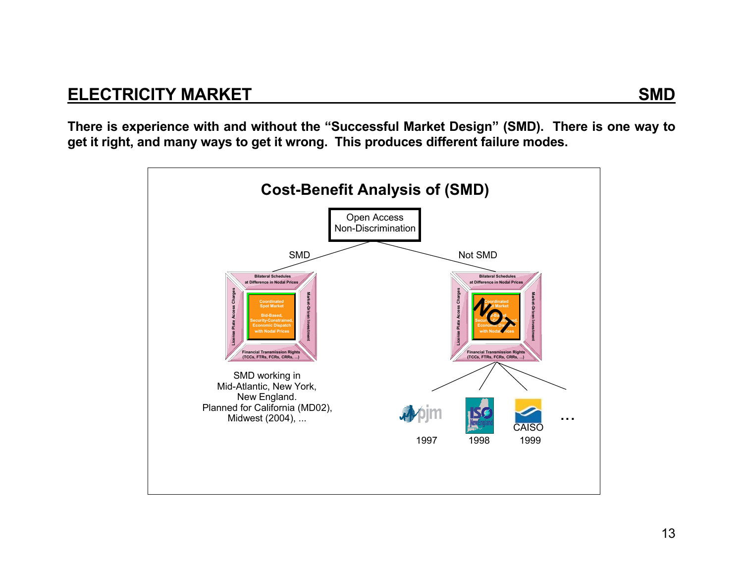## ELECTRICITY MARKET — SMD

**There is experience with and without the "Successful Market Design" (SMD). There is one way to get it right, and many ways to get it wrong. This produces different failure modes.**

### Cost-Benefit Analysis of (SMD)

Open Access Non-Discrimination

SMD

Not SMD

Bilateral Schedules at Difference in Nodal Prices

License Plate Access Charges

Coordinated Spot Market

Bid-Based, Security-Constrained, Economic Dispatch with Nodal Prices

Market-Driven Investment

Financial Transmission Rights (TCCs, FTRs, FCRs, CRRs, ...)

NOT

SMD working in Mid-Atlantic, New York, New England. Planned for California (MD02), Midwest (2004), ...

pjm 1997

ISO New England 1998

CAISO 1999

...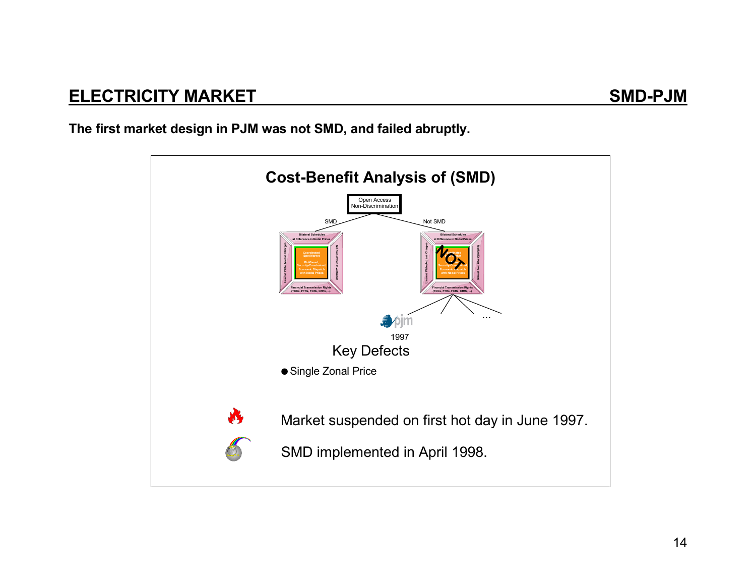## ELECTRICITY MARKET — SMD-PJM

**The first market design in PJM was not SMD, and failed abruptly.**

### Cost-Benefit Analysis of (SMD)

Open Access Non-Discrimination

SMD | Not SMD

Bilateral Schedules at Difference in Nodal Prices

Coordinated Spot Market

Bid-Based, Security-Constrained, Economic Dispatch with Nodal Prices

License Plate Access Charges

Market-Driven Investment

Financial Transmission Rights (TCCs, FTRs, FCRs, CRRs, ...)

NOT

pjm

1997

...

Key Defects

- Single Zonal Price

Market suspended on first hot day in June 1997.

SMD implemented in April 1998.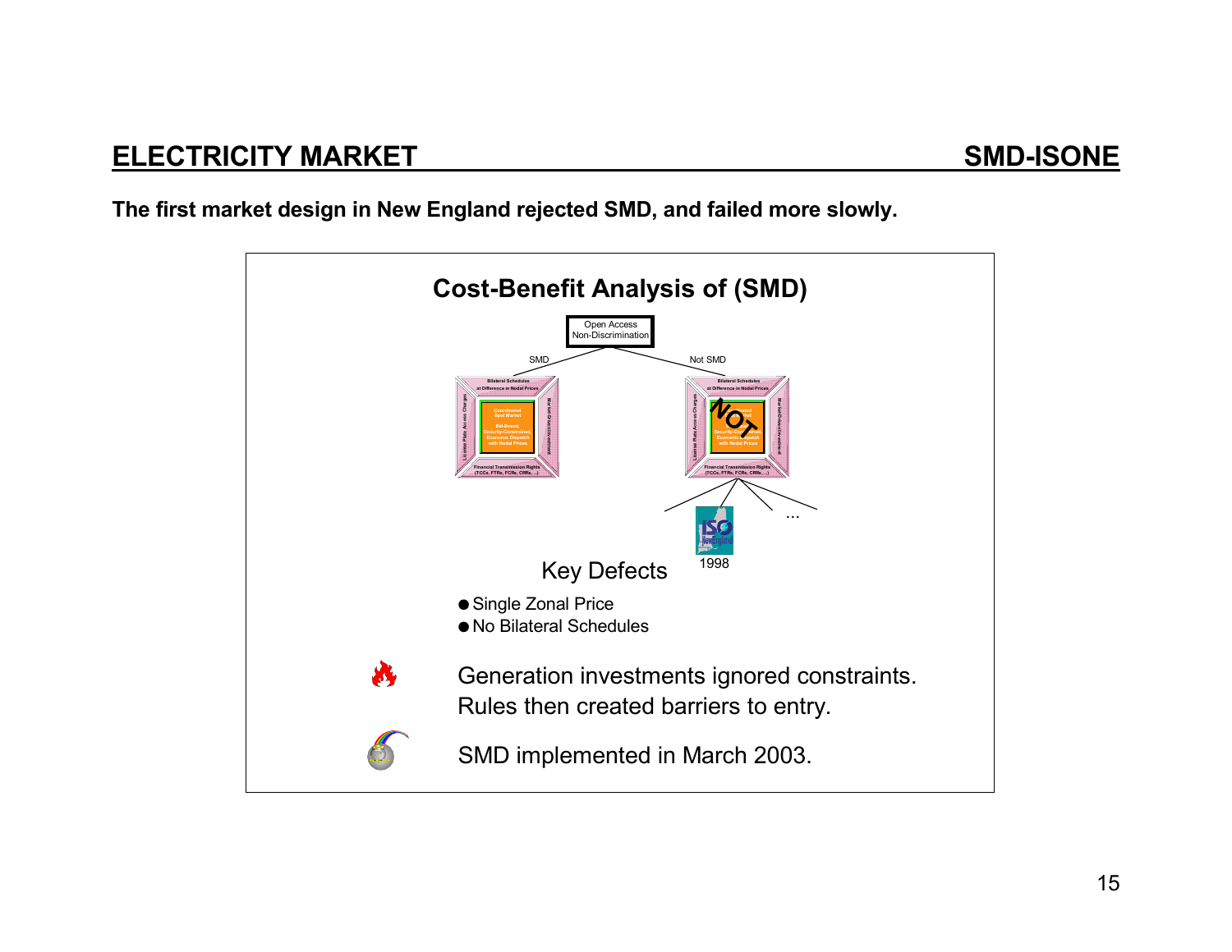## ELECTRICITY MARKET — SMD-ISONE

**The first market design in New England rejected SMD, and failed more slowly.**

### Cost-Benefit Analysis of (SMD)

Open Access Non-Discrimination

SMD — Not SMD

1998

Key Defects

- Single Zonal Price
- No Bilateral Schedules

Generation investments ignored constraints. Rules then created barriers to entry.

SMD implemented in March 2003.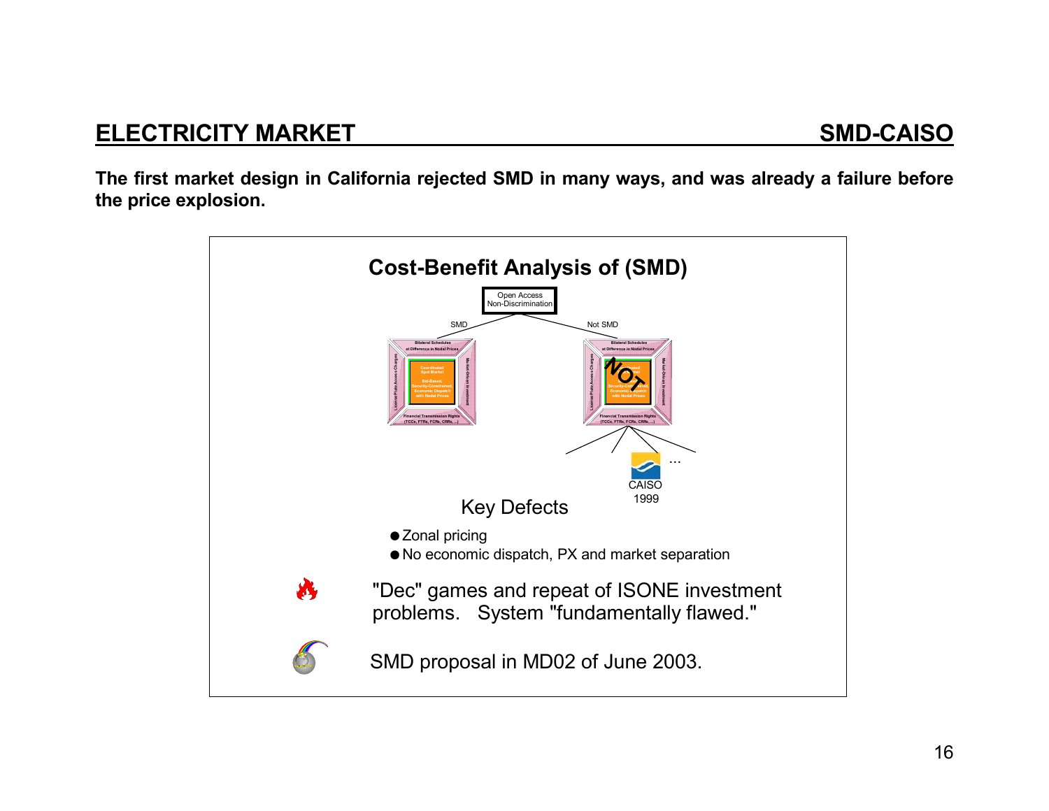## ELECTRICITY MARKET — SMD-CAISO

**The first market design in California rejected SMD in many ways, and was already a failure before the price explosion.**

### Cost-Benefit Analysis of (SMD)

Open Access Non-Discrimination

SMD | Not SMD

CAISO 1999

...

Key Defects

- Zonal pricing
- No economic dispatch, PX and market separation

"Dec" games and repeat of ISONE investment problems. System "fundamentally flawed."

SMD proposal in MD02 of June 2003.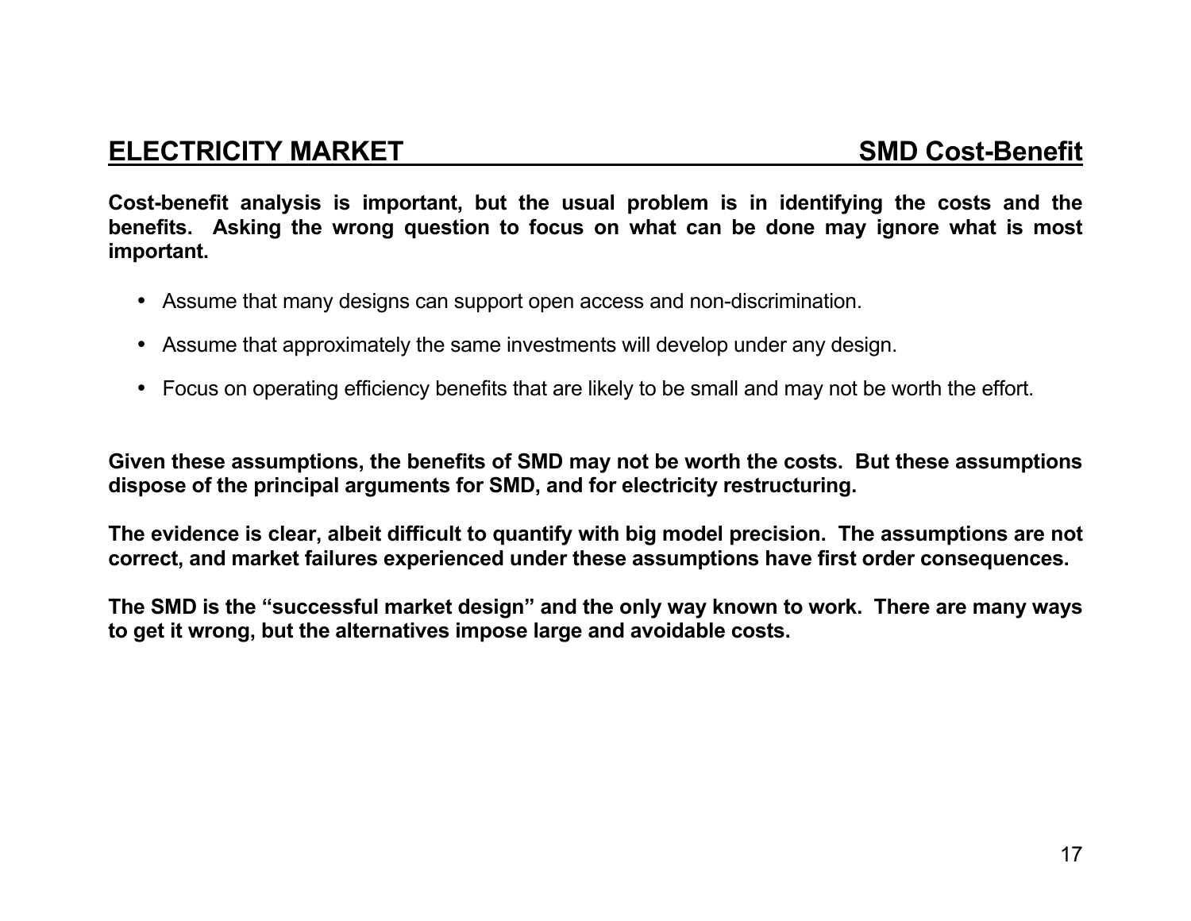## ELECTRICITY MARKET — SMD Cost-Benefit

**Cost-benefit analysis is important, but the usual problem is in identifying the costs and the benefits. Asking the wrong question to focus on what can be done may ignore what is most important.**

- Assume that many designs can support open access and non-discrimination.
- Assume that approximately the same investments will develop under any design.
- Focus on operating efficiency benefits that are likely to be small and may not be worth the effort.

**Given these assumptions, the benefits of SMD may not be worth the costs. But these assumptions dispose of the principal arguments for SMD, and for electricity restructuring.**

**The evidence is clear, albeit difficult to quantify with big model precision. The assumptions are not correct, and market failures experienced under these assumptions have first order consequences.**

**The SMD is the "successful market design" and the only way known to work. There are many ways to get it wrong, but the alternatives impose large and avoidable costs.**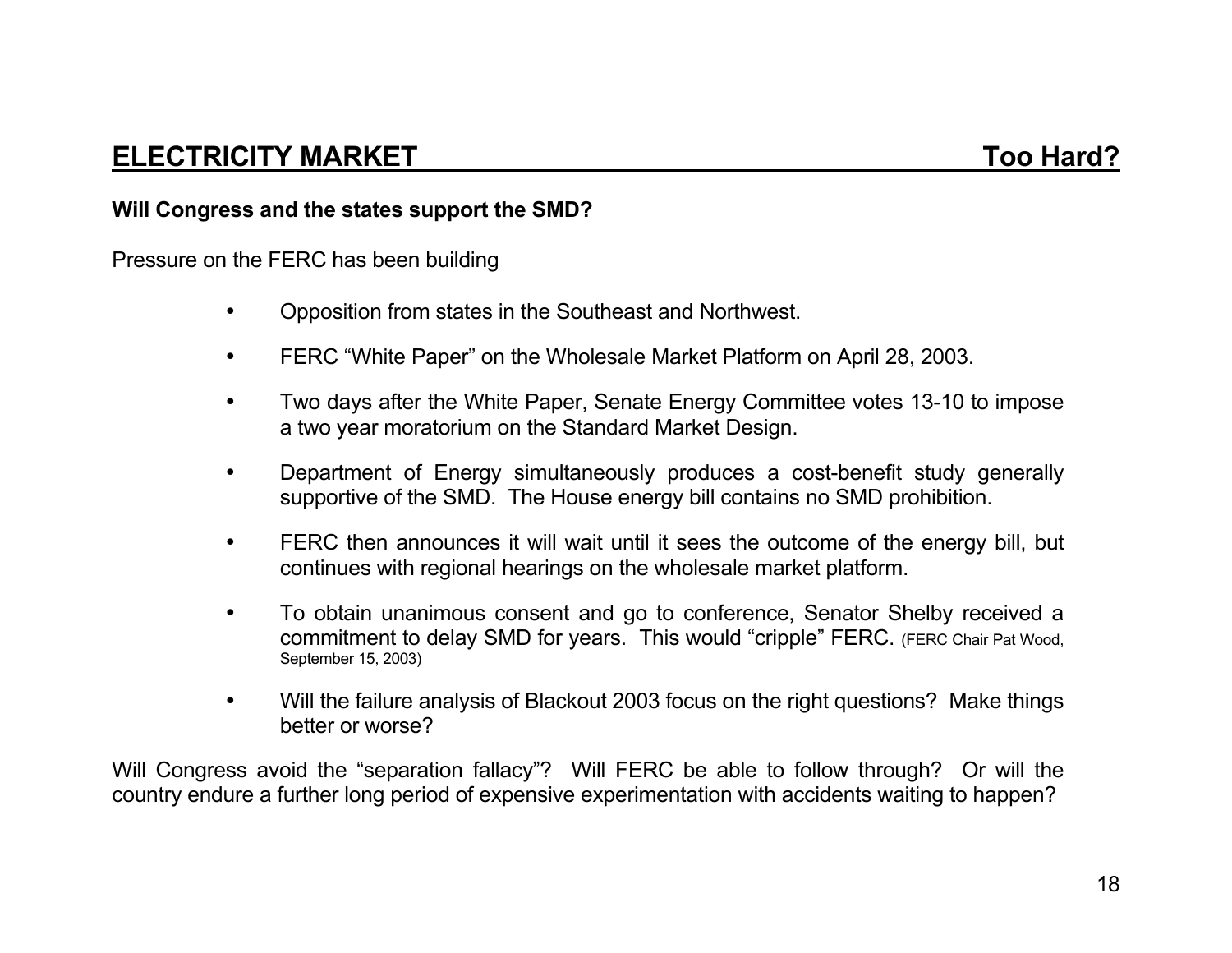## ELECTRICITY MARKET — Too Hard?

**Will Congress and the states support the SMD?**

Pressure on the FERC has been building

- Opposition from states in the Southeast and Northwest.
- FERC "White Paper" on the Wholesale Market Platform on April 28, 2003.
- Two days after the White Paper, Senate Energy Committee votes 13-10 to impose a two year moratorium on the Standard Market Design.
- Department of Energy simultaneously produces a cost-benefit study generally supportive of the SMD. The House energy bill contains no SMD prohibition.
- FERC then announces it will wait until it sees the outcome of the energy bill, but continues with regional hearings on the wholesale market platform.
- To obtain unanimous consent and go to conference, Senator Shelby received a commitment to delay SMD for years. This would "cripple" FERC. (FERC Chair Pat Wood, September 15, 2003)
- Will the failure analysis of Blackout 2003 focus on the right questions? Make things better or worse?

Will Congress avoid the "separation fallacy"? Will FERC be able to follow through? Or will the country endure a further long period of expensive experimentation with accidents waiting to happen?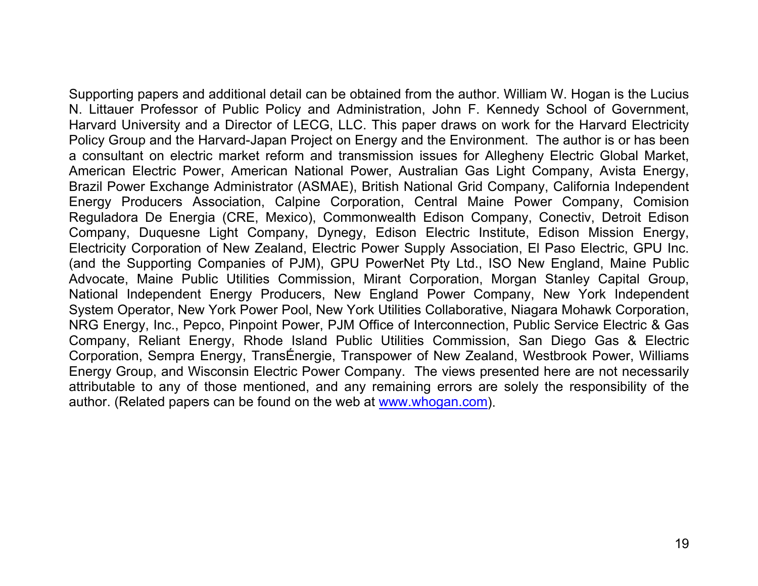Supporting papers and additional detail can be obtained from the author. William W. Hogan is the Lucius N. Littauer Professor of Public Policy and Administration, John F. Kennedy School of Government, Harvard University and a Director of LECG, LLC. This paper draws on work for the Harvard Electricity Policy Group and the Harvard-Japan Project on Energy and the Environment. The author is or has been a consultant on electric market reform and transmission issues for Allegheny Electric Global Market, American Electric Power, American National Power, Australian Gas Light Company, Avista Energy, Brazil Power Exchange Administrator (ASMAE), British National Grid Company, California Independent Energy Producers Association, Calpine Corporation, Central Maine Power Company, Comision Reguladora De Energia (CRE, Mexico), Commonwealth Edison Company, Conectiv, Detroit Edison Company, Duquesne Light Company, Dynegy, Edison Electric Institute, Edison Mission Energy, Electricity Corporation of New Zealand, Electric Power Supply Association, El Paso Electric, GPU Inc. (and the Supporting Companies of PJM), GPU PowerNet Pty Ltd., ISO New England, Maine Public Advocate, Maine Public Utilities Commission, Mirant Corporation, Morgan Stanley Capital Group, National Independent Energy Producers, New England Power Company, New York Independent System Operator, New York Power Pool, New York Utilities Collaborative, Niagara Mohawk Corporation, NRG Energy, Inc., Pepco, Pinpoint Power, PJM Office of Interconnection, Public Service Electric & Gas Company, Reliant Energy, Rhode Island Public Utilities Commission, San Diego Gas & Electric Corporation, Sempra Energy, TransÉnergie, Transpower of New Zealand, Westbrook Power, Williams Energy Group, and Wisconsin Electric Power Company. The views presented here are not necessarily attributable to any of those mentioned, and any remaining errors are solely the responsibility of the author. (Related papers can be found on the web at www.whogan.com).